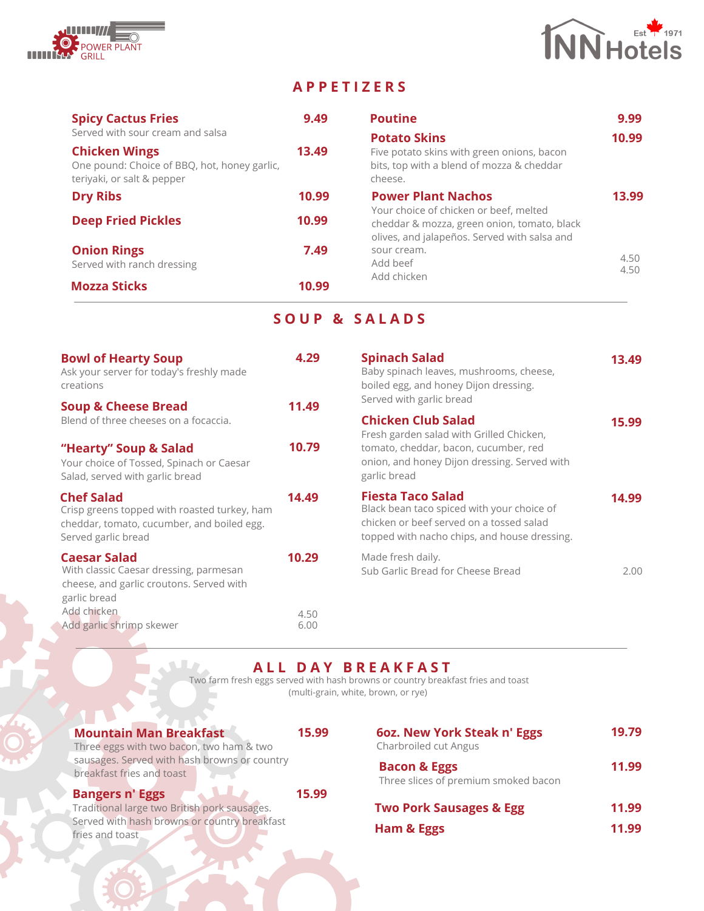POWER PLANT GRILL

INN Hotels Est 1971

## APPETIZERS

**Spicy Cactus Fries** 9.49
Served with sour cream and salsa

**Chicken Wings** 13.49
One pound: Choice of BBQ, hot, honey garlic, teriyaki, or salt & pepper

**Dry Ribs** 10.99

**Deep Fried Pickles** 10.99

**Onion Rings** 7.49
Served with ranch dressing

**Mozza Sticks** 10.99

**Poutine** 9.99

**Potato Skins** 10.99
Five potato skins with green onions, bacon bits, top with a blend of mozza & cheddar cheese.

**Power Plant Nachos** 13.99
Your choice of chicken or beef, melted cheddar & mozza, green onion, tomato, black olives, and jalapeños. Served with salsa and sour cream.
Add beef 4.50
Add chicken 4.50

## SOUP & SALADS

**Bowl of Hearty Soup** 4.29
Ask your server for today's freshly made creations

**Soup & Cheese Bread** 11.49
Blend of three cheeses on a focaccia.

**"Hearty" Soup & Salad** 10.79
Your choice of Tossed, Spinach or Caesar Salad, served with garlic bread

**Chef Salad** 14.49
Crisp greens topped with roasted turkey, ham cheddar, tomato, cucumber, and boiled egg. Served garlic bread

**Caesar Salad** 10.29
With classic Caesar dressing, parmesan cheese, and garlic croutons. Served with garlic bread
Add chicken 4.50
Add garlic shrimp skewer 6.00

**Spinach Salad** 13.49
Baby spinach leaves, mushrooms, cheese, boiled egg, and honey Dijon dressing. Served with garlic bread

**Chicken Club Salad** 15.99
Fresh garden salad with Grilled Chicken, tomato, cheddar, bacon, cucumber, red onion, and honey Dijon dressing. Served with garlic bread

**Fiesta Taco Salad** 14.99
Black bean taco spiced with your choice of chicken or beef served on a tossed salad topped with nacho chips, and house dressing.

Made fresh daily.
Sub Garlic Bread for Cheese Bread 2.00

## ALL DAY BREAKFAST

Two farm fresh eggs served with hash browns or country breakfast fries and toast (multi-grain, white, brown, or rye)

**Mountain Man Breakfast** 15.99
Three eggs with two bacon, two ham & two sausages. Served with hash browns or country breakfast fries and toast

**Bangers n' Eggs** 15.99
Traditional large two British pork sausages. Served with hash browns or country breakfast fries and toast

**6oz. New York Steak n' Eggs** 19.79
Charbroiled cut Angus

**Bacon & Eggs** 11.99
Three slices of premium smoked bacon

**Two Pork Sausages & Egg** 11.99

**Ham & Eggs** 11.99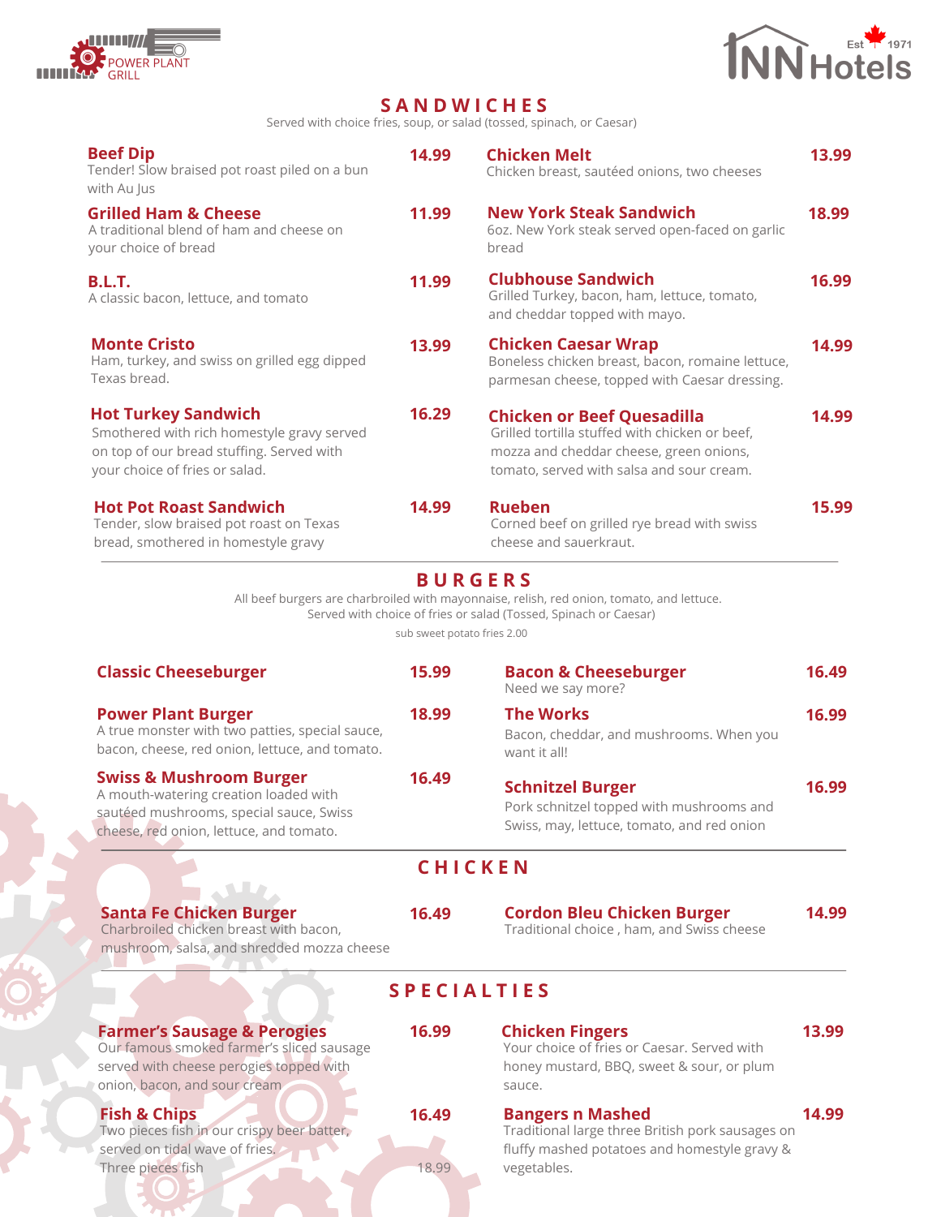POWER PLANT GRILL

INN Hotels Est 1971

## SANDWICHES

Served with choice fries, soup, or salad (tossed, spinach, or Caesar)

**Beef Dip** 14.99
Tender! Slow braised pot roast piled on a bun with Au Jus

**Grilled Ham & Cheese** 11.99
A traditional blend of ham and cheese on your choice of bread

**B.L.T.** 11.99
A classic bacon, lettuce, and tomato

**Monte Cristo** 13.99
Ham, turkey, and swiss on grilled egg dipped Texas bread.

**Hot Turkey Sandwich** 16.29
Smothered with rich homestyle gravy served on top of our bread stuffing. Served with your choice of fries or salad.

**Hot Pot Roast Sandwich** 14.99
Tender, slow braised pot roast on Texas bread, smothered in homestyle gravy

**Chicken Melt** 13.99
Chicken breast, sautéed onions, two cheeses

**New York Steak Sandwich** 18.99
6oz. New York steak served open-faced on garlic bread

**Clubhouse Sandwich** 16.99
Grilled Turkey, bacon, ham, lettuce, tomato, and cheddar topped with mayo.

**Chicken Caesar Wrap** 14.99
Boneless chicken breast, bacon, romaine lettuce, parmesan cheese, topped with Caesar dressing.

**Chicken or Beef Quesadilla** 14.99
Grilled tortilla stuffed with chicken or beef, mozza and cheddar cheese, green onions, tomato, served with salsa and sour cream.

**Rueben** 15.99
Corned beef on grilled rye bread with swiss cheese and sauerkraut.

## BURGERS

All beef burgers are charbroiled with mayonnaise, relish, red onion, tomato, and lettuce.
Served with choice of fries or salad (Tossed, Spinach or Caesar)

sub sweet potato fries 2.00

**Classic Cheeseburger** 15.99

**Power Plant Burger** 18.99
A true monster with two patties, special sauce, bacon, cheese, red onion, lettuce, and tomato.

**Swiss & Mushroom Burger** 16.49
A mouth-watering creation loaded with sautéed mushrooms, special sauce, Swiss cheese, red onion, lettuce, and tomato.

**Bacon & Cheeseburger** 16.49
Need we say more?

**The Works** 16.99
Bacon, cheddar, and mushrooms. When you want it all!

**Schnitzel Burger** 16.99
Pork schnitzel topped with mushrooms and Swiss, may, lettuce, tomato, and red onion

## CHICKEN

**Santa Fe Chicken Burger** 16.49
Charbroiled chicken breast with bacon, mushroom, salsa, and shredded mozza cheese

**Cordon Bleu Chicken Burger** 14.99
Traditional choice , ham, and Swiss cheese

## SPECIALTIES

**Farmer's Sausage & Perogies** 16.99
Our famous smoked farmer's sliced sausage served with cheese perogies topped with onion, bacon, and sour cream

**Fish & Chips** 16.49
Two pieces fish in our crispy beer batter, served on tidal wave of fries.
Three pieces fish 18.99

**Chicken Fingers** 13.99
Your choice of fries or Caesar. Served with honey mustard, BBQ, sweet & sour, or plum sauce.

**Bangers n Mashed** 14.99
Traditional large three British pork sausages on fluffy mashed potatoes and homestyle gravy & vegetables.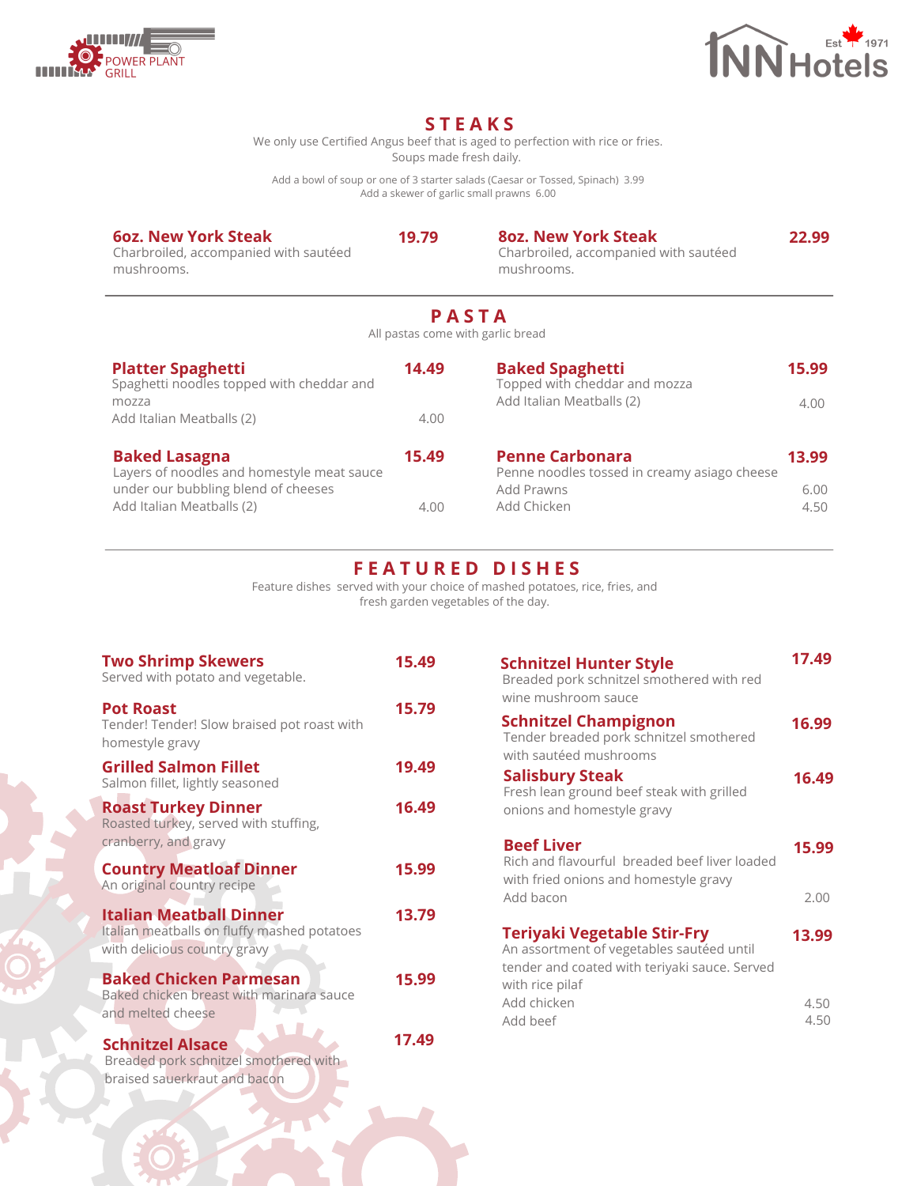POWER PLANT GRILL

INN Hotels Est 1971

## STEAKS

We only use Certified Angus beef that is aged to perfection with rice or fries.
Soups made fresh daily.

Add a bowl of soup or one of 3 starter salads (Caesar or Tossed, Spinach) 3.99
Add a skewer of garlic small prawns 6.00

**6oz. New York Steak** — **19.79**
Charbroiled, accompanied with sautéed mushrooms.

**8oz. New York Steak** — **22.99**
Charbroiled, accompanied with sautéed mushrooms.

## PASTA

All pastas come with garlic bread

**Platter Spaghetti** — **14.49**
Spaghetti noodles topped with cheddar and mozza
Add Italian Meatballs (2) — 4.00

**Baked Lasagna** — **15.49**
Layers of noodles and homestyle meat sauce under our bubbling blend of cheeses
Add Italian Meatballs (2) — 4.00

**Baked Spaghetti** — **15.99**
Topped with cheddar and mozza
Add Italian Meatballs (2) — 4.00

**Penne Carbonara** — **13.99**
Penne noodles tossed in creamy asiago cheese
Add Prawns — 6.00
Add Chicken — 4.50

## FEATURED DISHES

Feature dishes served with your choice of mashed potatoes, rice, fries, and fresh garden vegetables of the day.

**Two Shrimp Skewers** — **15.49**
Served with potato and vegetable.

**Pot Roast** — **15.79**
Tender! Tender! Slow braised pot roast with homestyle gravy

**Grilled Salmon Fillet** — **19.49**
Salmon fillet, lightly seasoned

**Roast Turkey Dinner** — **16.49**
Roasted turkey, served with stuffing, cranberry, and gravy

**Country Meatloaf Dinner** — **15.99**
An original country recipe

**Italian Meatball Dinner** — **13.79**
Italian meatballs on fluffy mashed potatoes with delicious country gravy

**Baked Chicken Parmesan** — **15.99**
Baked chicken breast with marinara sauce and melted cheese

**Schnitzel Alsace** — **17.49**
Breaded pork schnitzel smothered with braised sauerkraut and bacon

**Schnitzel Hunter Style** — **17.49**
Breaded pork schnitzel smothered with red wine mushroom sauce

**Schnitzel Champignon** — **16.99**
Tender breaded pork schnitzel smothered with sautéed mushrooms

**Salisbury Steak** — **16.49**
Fresh lean ground beef steak with grilled onions and homestyle gravy

**Beef Liver** — **15.99**
Rich and flavourful breaded beef liver loaded with fried onions and homestyle gravy
Add bacon — 2.00

**Teriyaki Vegetable Stir-Fry** — **13.99**
An assortment of vegetables sautéed until tender and coated with teriyaki sauce. Served with rice pilaf
Add chicken — 4.50
Add beef — 4.50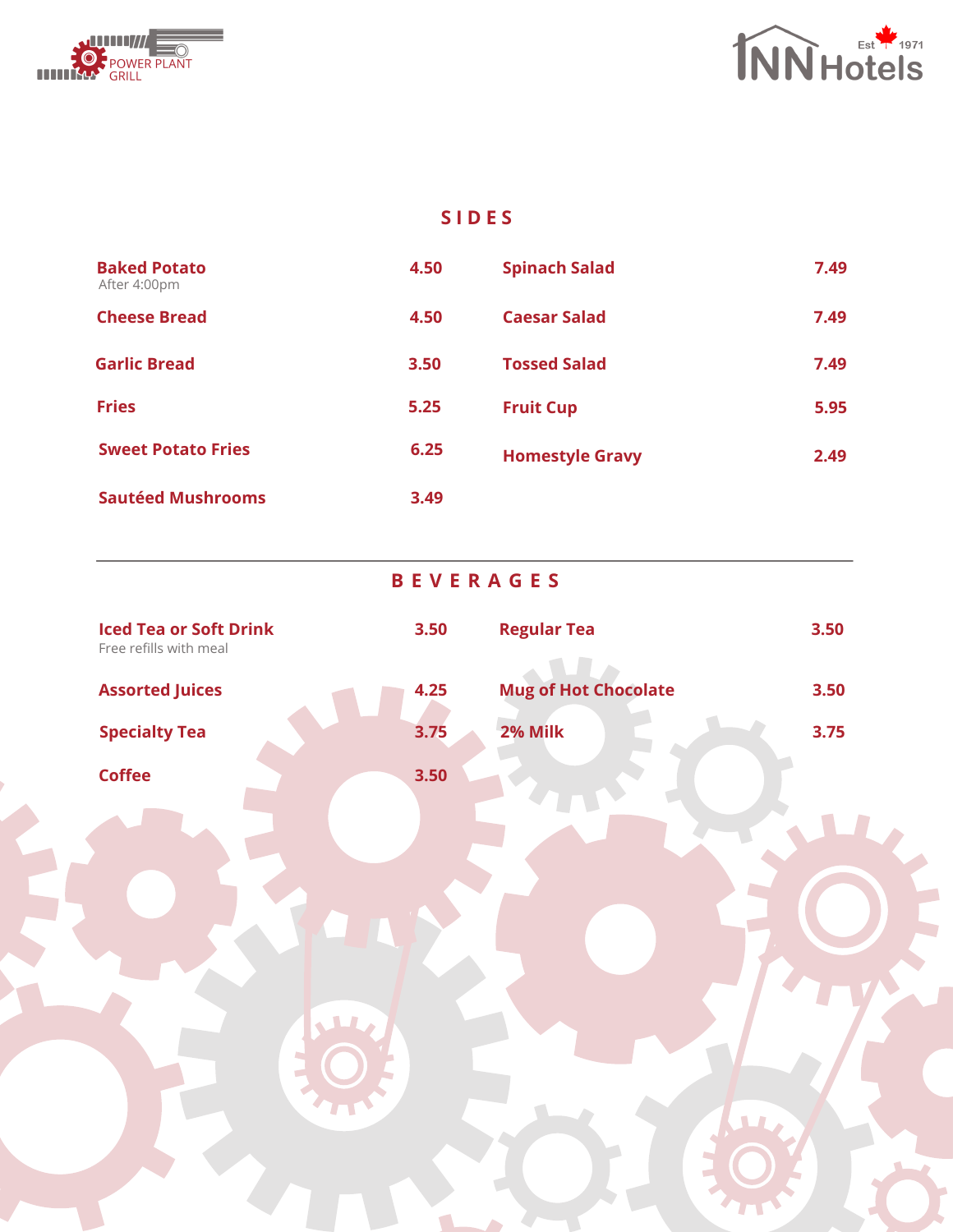## SIDES

| Item | Price | Item | Price |
|---|---|---|---|
| **Baked Potato**<br>After 4:00pm | 4.50 | **Spinach Salad** | 7.49 |
| **Cheese Bread** | 4.50 | **Caesar Salad** | 7.49 |
| **Garlic Bread** | 3.50 | **Tossed Salad** | 7.49 |
| **Fries** | 5.25 | **Fruit Cup** | 5.95 |
| **Sweet Potato Fries** | 6.25 | **Homestyle Gravy** | 2.49 |
| **Sautéed Mushrooms** | 3.49 | | |

---

## BEVERAGES

| Item | Price | Item | Price |
|---|---|---|---|
| **Iced Tea or Soft Drink**<br>Free refills with meal | 3.50 | **Regular Tea** | 3.50 |
| **Assorted Juices** | 4.25 | **Mug of Hot Chocolate** | 3.50 |
| **Specialty Tea** | 3.75 | **2% Milk** | 3.75 |
| **Coffee** | 3.50 | | |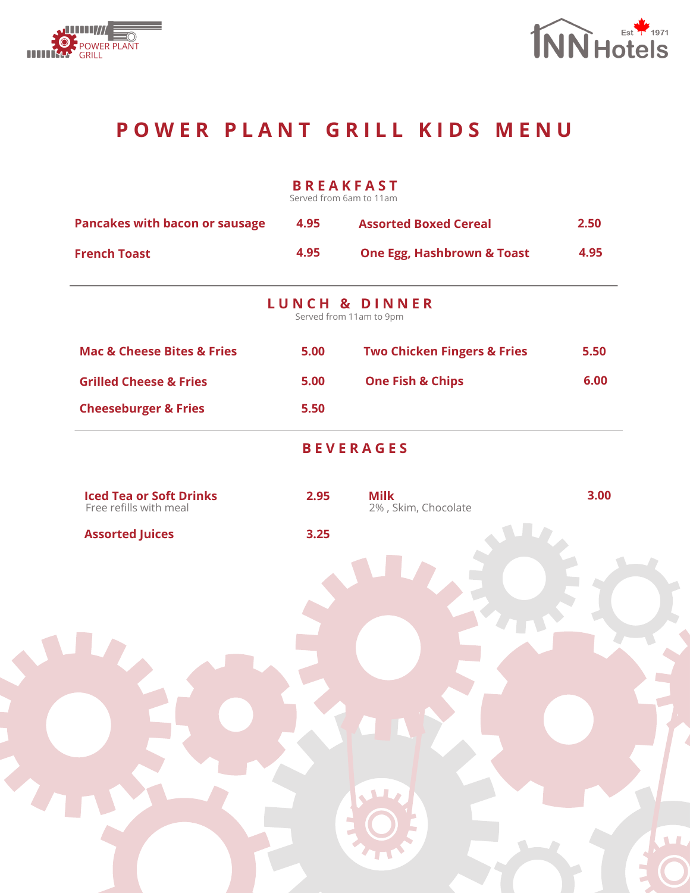POWER PLANT GRILL

INN Hotels Est 1971

# POWER PLANT GRILL KIDS MENU

## BREAKFAST

Served from 6am to 11am

| | | | |
|---|---|---|---|
| **Pancakes with bacon or sausage** | **4.95** | **Assorted Boxed Cereal** | **2.50** |
| **French Toast** | **4.95** | **One Egg, Hashbrown & Toast** | **4.95** |

## LUNCH & DINNER

Served from 11am to 9pm

| | | | |
|---|---|---|---|
| **Mac & Cheese Bites & Fries** | **5.00** | **Two Chicken Fingers & Fries** | **5.50** |
| **Grilled Cheese & Fries** | **5.00** | **One Fish & Chips** | **6.00** |
| **Cheeseburger & Fries** | **5.50** | | |

## BEVERAGES

| | | | |
|---|---|---|---|
| **Iced Tea or Soft Drinks**<br>Free refills with meal | **2.95** | **Milk**<br>2% , Skim, Chocolate | **3.00** |
| **Assorted Juices** | **3.25** | | |